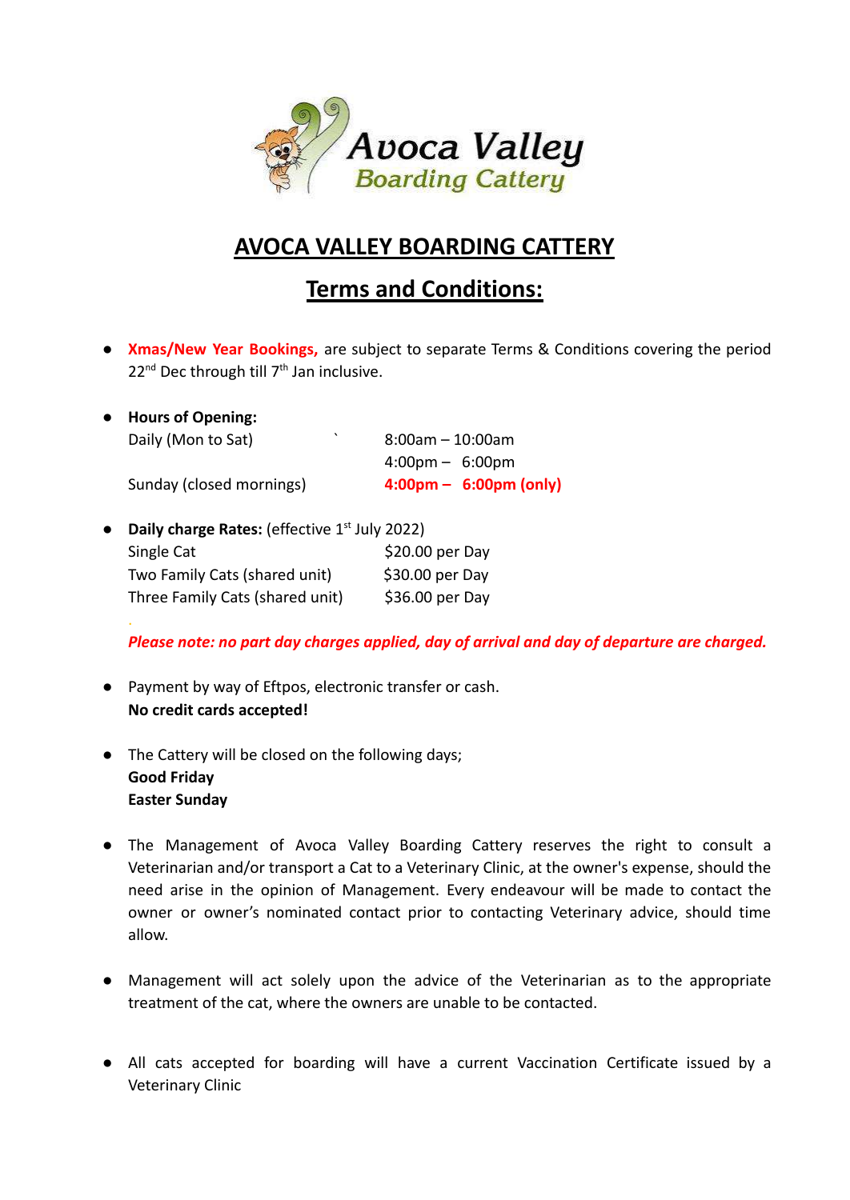# AVOCA VALLEY BOARDING CATTERY

## Terms and Conditions:

- **Xmas/New Year Bookings,** are subject to separate Terms & Conditions covering the period 22nd Dec through till 7th Jan inclusive.

- **Hours of Opening:**

| | |
|---|---|
| Daily (Mon to Sat) | 8:00am – 10:00am |
| | 4:00pm – 6:00pm |
| Sunday (closed mornings) | **4:00pm – 6:00pm (only)** |

- **Daily charge Rates:** (effective 1st July 2022)

| | |
|---|---|
| Single Cat | $20.00 per Day |
| Two Family Cats (shared unit) | $30.00 per Day |
| Three Family Cats (shared unit) | $36.00 per Day |

***Please note: no part day charges applied, day of arrival and day of departure are charged.***

- Payment by way of Eftpos, electronic transfer or cash.
  **No credit cards accepted!**

- The Cattery will be closed on the following days;
  **Good Friday**
  **Easter Sunday**

- The Management of Avoca Valley Boarding Cattery reserves the right to consult a Veterinarian and/or transport a Cat to a Veterinary Clinic, at the owner's expense, should the need arise in the opinion of Management. Every endeavour will be made to contact the owner or owner's nominated contact prior to contacting Veterinary advice, should time allow.

- Management will act solely upon the advice of the Veterinarian as to the appropriate treatment of the cat, where the owners are unable to be contacted.

- All cats accepted for boarding will have a current Vaccination Certificate issued by a Veterinary Clinic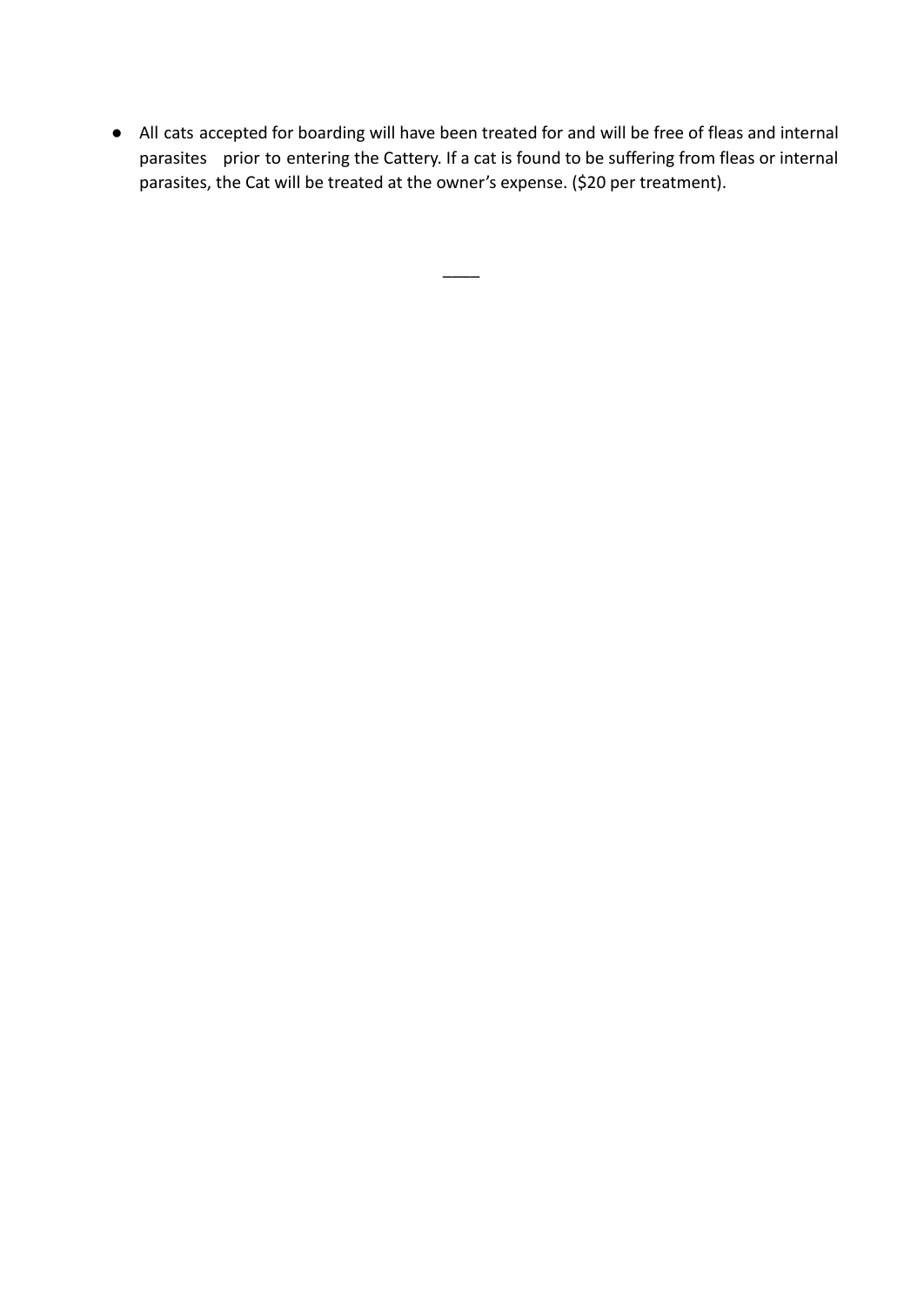- All cats accepted for boarding will have been treated for and will be free of fleas and internal parasites prior to entering the Cattery. If a cat is found to be suffering from fleas or internal parasites, the Cat will be treated at the owner's expense. ($20 per treatment).

____